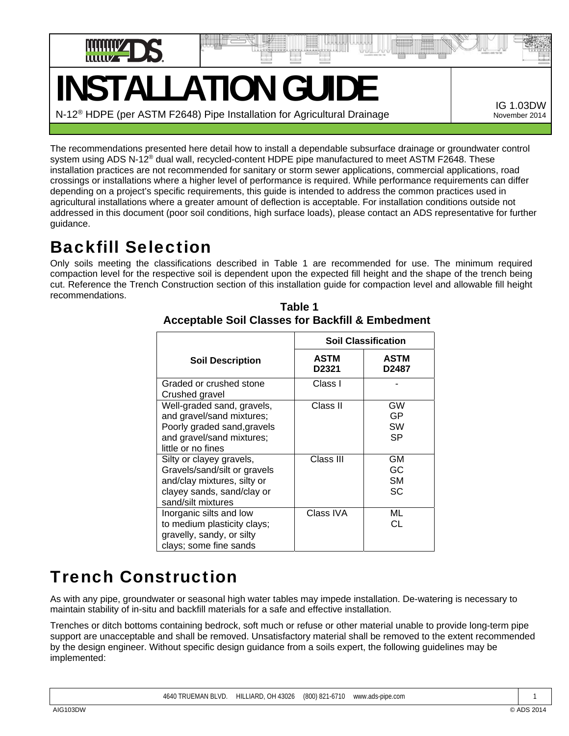# INSTALLATION GUIDE

N-12® HDPE (per ASTM F2648) Pipe Installation for Agricultural Drainage

IG 1.03DW
November 2014

The recommendations presented here detail how to install a dependable subsurface drainage or groundwater control system using ADS N-12® dual wall, recycled-content HDPE pipe manufactured to meet ASTM F2648. These installation practices are not recommended for sanitary or storm sewer applications, commercial applications, road crossings or installations where a higher level of performance is required. While performance requirements can differ depending on a project's specific requirements, this guide is intended to address the common practices used in agricultural installations where a greater amount of deflection is acceptable. For installation conditions outside not addressed in this document (poor soil conditions, high surface loads), please contact an ADS representative for further guidance.

## Backfill Selection

Only soils meeting the classifications described in Table 1 are recommended for use. The minimum required compaction level for the respective soil is dependent upon the expected fill height and the shape of the trench being cut. Reference the Trench Construction section of this installation guide for compaction level and allowable fill height recommendations.

**Table 1**
**Acceptable Soil Classes for Backfill & Embedment**

| Soil Description | Soil Classification | |
|---|---|---|
| | **ASTM D2321** | **ASTM D2487** |
| Graded or crushed stone Crushed gravel | Class I | - |
| Well-graded sand, gravels, and gravel/sand mixtures; Poorly graded sand,gravels and gravel/sand mixtures; little or no fines | Class II | GW GP SW SP |
| Silty or clayey gravels, Gravels/sand/silt or gravels and/clay mixtures, silty or clayey sands, sand/clay or sand/silt mixtures | Class III | GM GC SM SC |
| Inorganic silts and low to medium plasticity clays; gravelly, sandy, or silty clays; some fine sands | Class IVA | ML CL |

## Trench Construction

As with any pipe, groundwater or seasonal high water tables may impede installation. De-watering is necessary to maintain stability of in-situ and backfill materials for a safe and effective installation.

Trenches or ditch bottoms containing bedrock, soft much or refuse or other material unable to provide long-term pipe support are unacceptable and shall be removed. Unsatisfactory material shall be removed to the extent recommended by the design engineer. Without specific design guidance from a soils expert, the following guidelines may be implemented: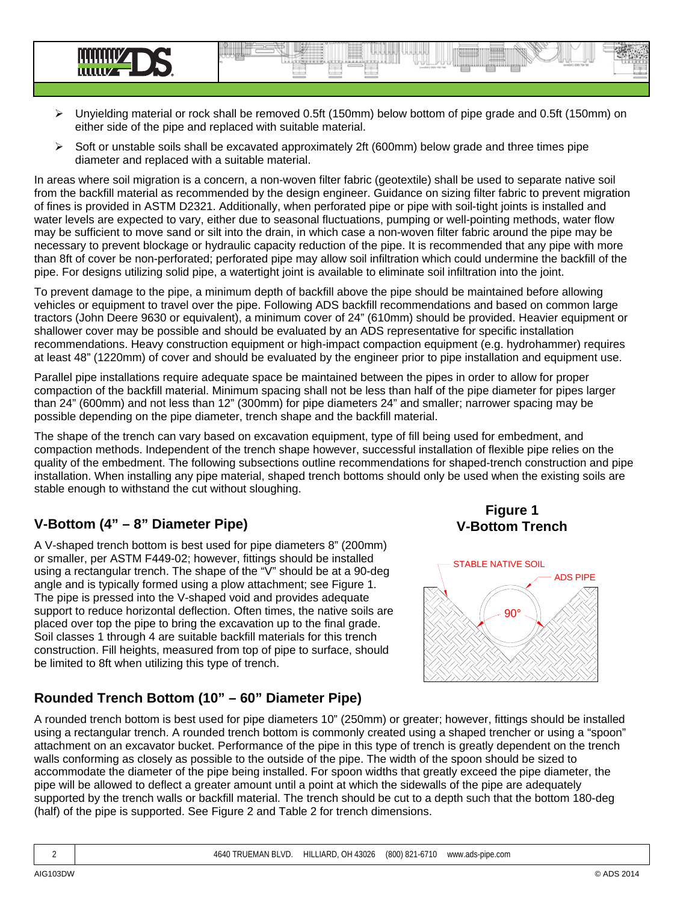- Unyielding material or rock shall be removed 0.5ft (150mm) below bottom of pipe grade and 0.5ft (150mm) on either side of the pipe and replaced with suitable material.
- Soft or unstable soils shall be excavated approximately 2ft (600mm) below grade and three times pipe diameter and replaced with a suitable material.

In areas where soil migration is a concern, a non-woven filter fabric (geotextile) shall be used to separate native soil from the backfill material as recommended by the design engineer. Guidance on sizing filter fabric to prevent migration of fines is provided in ASTM D2321. Additionally, when perforated pipe or pipe with soil-tight joints is installed and water levels are expected to vary, either due to seasonal fluctuations, pumping or well-pointing methods, water flow may be sufficient to move sand or silt into the drain, in which case a non-woven filter fabric around the pipe may be necessary to prevent blockage or hydraulic capacity reduction of the pipe. It is recommended that any pipe with more than 8ft of cover be non-perforated; perforated pipe may allow soil infiltration which could undermine the backfill of the pipe. For designs utilizing solid pipe, a watertight joint is available to eliminate soil infiltration into the joint.

To prevent damage to the pipe, a minimum depth of backfill above the pipe should be maintained before allowing vehicles or equipment to travel over the pipe. Following ADS backfill recommendations and based on common large tractors (John Deere 9630 or equivalent), a minimum cover of 24" (610mm) should be provided. Heavier equipment or shallower cover may be possible and should be evaluated by an ADS representative for specific installation recommendations. Heavy construction equipment or high-impact compaction equipment (e.g. hydrohammer) requires at least 48" (1220mm) of cover and should be evaluated by the engineer prior to pipe installation and equipment use.

Parallel pipe installations require adequate space be maintained between the pipes in order to allow for proper compaction of the backfill material. Minimum spacing shall not be less than half of the pipe diameter for pipes larger than 24" (600mm) and not less than 12" (300mm) for pipe diameters 24" and smaller; narrower spacing may be possible depending on the pipe diameter, trench shape and the backfill material.

The shape of the trench can vary based on excavation equipment, type of fill being used for embedment, and compaction methods. Independent of the trench shape however, successful installation of flexible pipe relies on the quality of the embedment. The following subsections outline recommendations for shaped-trench construction and pipe installation. When installing any pipe material, shaped trench bottoms should only be used when the existing soils are stable enough to withstand the cut without sloughing.

## V-Bottom (4" – 8" Diameter Pipe)

A V-shaped trench bottom is best used for pipe diameters 8" (200mm) or smaller, per ASTM F449-02; however, fittings should be installed using a rectangular trench. The shape of the "V" should be at a 90-deg angle and is typically formed using a plow attachment; see Figure 1. The pipe is pressed into the V-shaped void and provides adequate support to reduce horizontal deflection. Often times, the native soils are placed over top the pipe to bring the excavation up to the final grade. Soil classes 1 through 4 are suitable backfill materials for this trench construction. Fill heights, measured from top of pipe to surface, should be limited to 8ft when utilizing this type of trench.

**Figure 1**
**V-Bottom Trench**

STABLE NATIVE SOIL
ADS PIPE
90°

## Rounded Trench Bottom (10" – 60" Diameter Pipe)

A rounded trench bottom is best used for pipe diameters 10" (250mm) or greater; however, fittings should be installed using a rectangular trench. A rounded trench bottom is commonly created using a shaped trencher or using a "spoon" attachment on an excavator bucket. Performance of the pipe in this type of trench is greatly dependent on the trench walls conforming as closely as possible to the outside of the pipe. The width of the spoon should be sized to accommodate the diameter of the pipe being installed. For spoon widths that greatly exceed the pipe diameter, the pipe will be allowed to deflect a greater amount until a point at which the sidewalls of the pipe are adequately supported by the trench walls or backfill material. The trench should be cut to a depth such that the bottom 180-deg (half) of the pipe is supported. See Figure 2 and Table 2 for trench dimensions.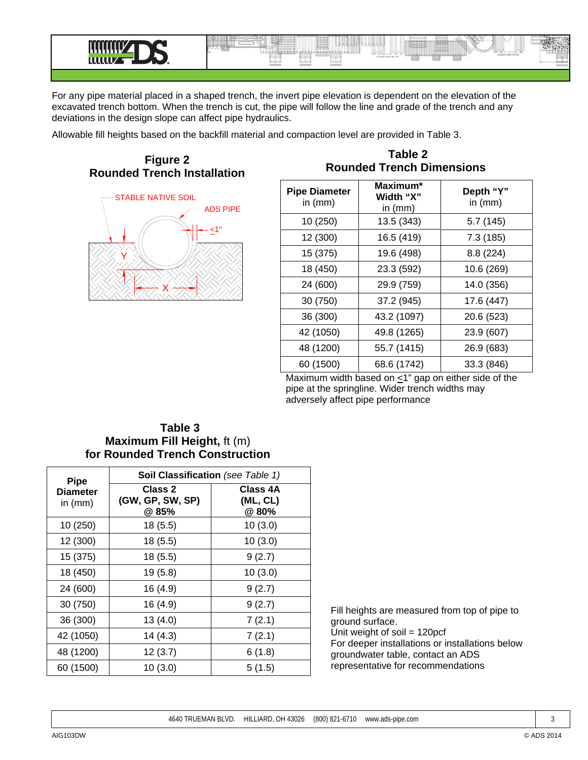For any pipe material placed in a shaped trench, the invert pipe elevation is dependent on the elevation of the excavated trench bottom. When the trench is cut, the pipe will follow the line and grade of the trench and any deviations in the design slope can affect pipe hydraulics.

Allowable fill heights based on the backfill material and compaction level are provided in Table 3.

### Figure 2
### Rounded Trench Installation

STABLE NATIVE SOIL

ADS PIPE

≤1"

Y

X

### Table 2
### Rounded Trench Dimensions

| Pipe Diameter in (mm) | Maximum* Width "X" in (mm) | Depth "Y" in (mm) |
|---|---|---|
| 10 (250) | 13.5 (343) | 5.7 (145) |
| 12 (300) | 16.5 (419) | 7.3 (185) |
| 15 (375) | 19.6 (498) | 8.8 (224) |
| 18 (450) | 23.3 (592) | 10.6 (269) |
| 24 (600) | 29.9 (759) | 14.0 (356) |
| 30 (750) | 37.2 (945) | 17.6 (447) |
| 36 (300) | 43.2 (1097) | 20.6 (523) |
| 42 (1050) | 49.8 (1265) | 23.9 (607) |
| 48 (1200) | 55.7 (1415) | 26.9 (683) |
| 60 (1500) | 68.6 (1742) | 33.3 (846) |

Maximum width based on ≤1" gap on either side of the pipe at the springline. Wider trench widths may adversely affect pipe performance

### Table 3
### Maximum Fill Height, ft (m) for Rounded Trench Construction

| Pipe Diameter in (mm) | Soil Classification *(see Table 1)* | |
|---|---|---|
| | **Class 2 (GW, GP, SW, SP) @ 85%** | **Class 4A (ML, CL) @ 80%** |
| 10 (250) | 18 (5.5) | 10 (3.0) |
| 12 (300) | 18 (5.5) | 10 (3.0) |
| 15 (375) | 18 (5.5) | 9 (2.7) |
| 18 (450) | 19 (5.8) | 10 (3.0) |
| 24 (600) | 16 (4.9) | 9 (2.7) |
| 30 (750) | 16 (4.9) | 9 (2.7) |
| 36 (300) | 13 (4.0) | 7 (2.1) |
| 42 (1050) | 14 (4.3) | 7 (2.1) |
| 48 (1200) | 12 (3.7) | 6 (1.8) |
| 60 (1500) | 10 (3.0) | 5 (1.5) |

Fill heights are measured from top of pipe to ground surface.
Unit weight of soil = 120pcf
For deeper installations or installations below groundwater table, contact an ADS representative for recommendations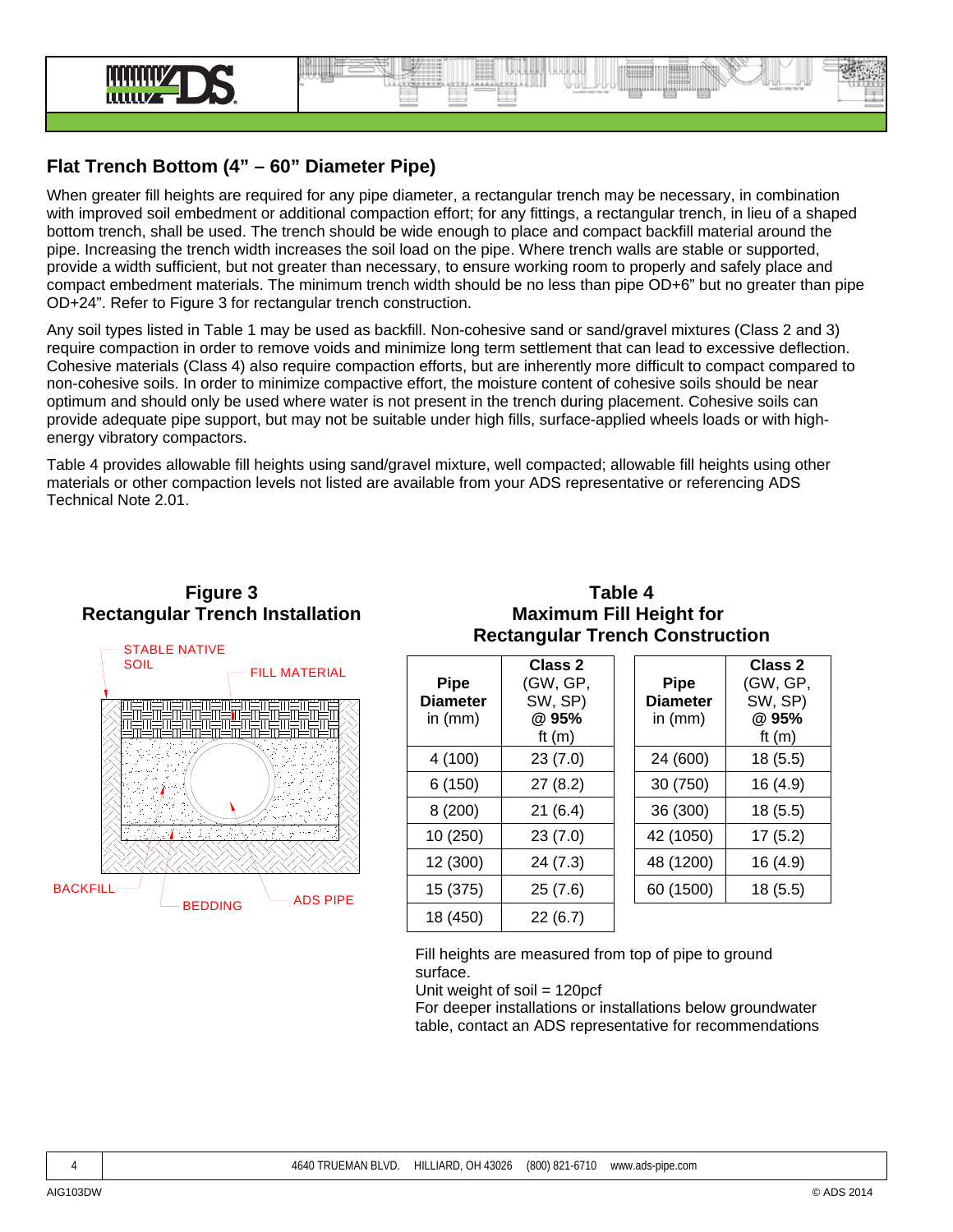## Flat Trench Bottom (4" – 60" Diameter Pipe)

When greater fill heights are required for any pipe diameter, a rectangular trench may be necessary, in combination with improved soil embedment or additional compaction effort; for any fittings, a rectangular trench, in lieu of a shaped bottom trench, shall be used. The trench should be wide enough to place and compact backfill material around the pipe. Increasing the trench width increases the soil load on the pipe. Where trench walls are stable or supported, provide a width sufficient, but not greater than necessary, to ensure working room to properly and safely place and compact embedment materials. The minimum trench width should be no less than pipe OD+6" but no greater than pipe OD+24". Refer to Figure 3 for rectangular trench construction.

Any soil types listed in Table 1 may be used as backfill. Non-cohesive sand or sand/gravel mixtures (Class 2 and 3) require compaction in order to remove voids and minimize long term settlement that can lead to excessive deflection. Cohesive materials (Class 4) also require compaction efforts, but are inherently more difficult to compact compared to non-cohesive soils. In order to minimize compactive effort, the moisture content of cohesive soils should be near optimum and should only be used where water is not present in the trench during placement. Cohesive soils can provide adequate pipe support, but may not be suitable under high fills, surface-applied wheels loads or with high-energy vibratory compactors.

Table 4 provides allowable fill heights using sand/gravel mixture, well compacted; allowable fill heights using other materials or other compaction levels not listed are available from your ADS representative or referencing ADS Technical Note 2.01.

**Figure 3**
**Rectangular Trench Installation**

STABLE NATIVE SOIL
FILL MATERIAL
BACKFILL
BEDDING
ADS PIPE

**Table 4**
**Maximum Fill Height for Rectangular Trench Construction**

| **Pipe Diameter** in (mm) | **Class 2** (GW, GP, SW, SP) **@ 95%** ft (m) | **Pipe Diameter** in (mm) | **Class 2** (GW, GP, SW, SP) **@ 95%** ft (m) |
|---|---|---|---|
| 4 (100) | 23 (7.0) | 24 (600) | 18 (5.5) |
| 6 (150) | 27 (8.2) | 30 (750) | 16 (4.9) |
| 8 (200) | 21 (6.4) | 36 (300) | 18 (5.5) |
| 10 (250) | 23 (7.0) | 42 (1050) | 17 (5.2) |
| 12 (300) | 24 (7.3) | 48 (1200) | 16 (4.9) |
| 15 (375) | 25 (7.6) | 60 (1500) | 18 (5.5) |
| 18 (450) | 22 (6.7) | | |

Fill heights are measured from top of pipe to ground surface.
Unit weight of soil = 120pcf
For deeper installations or installations below groundwater table, contact an ADS representative for recommendations